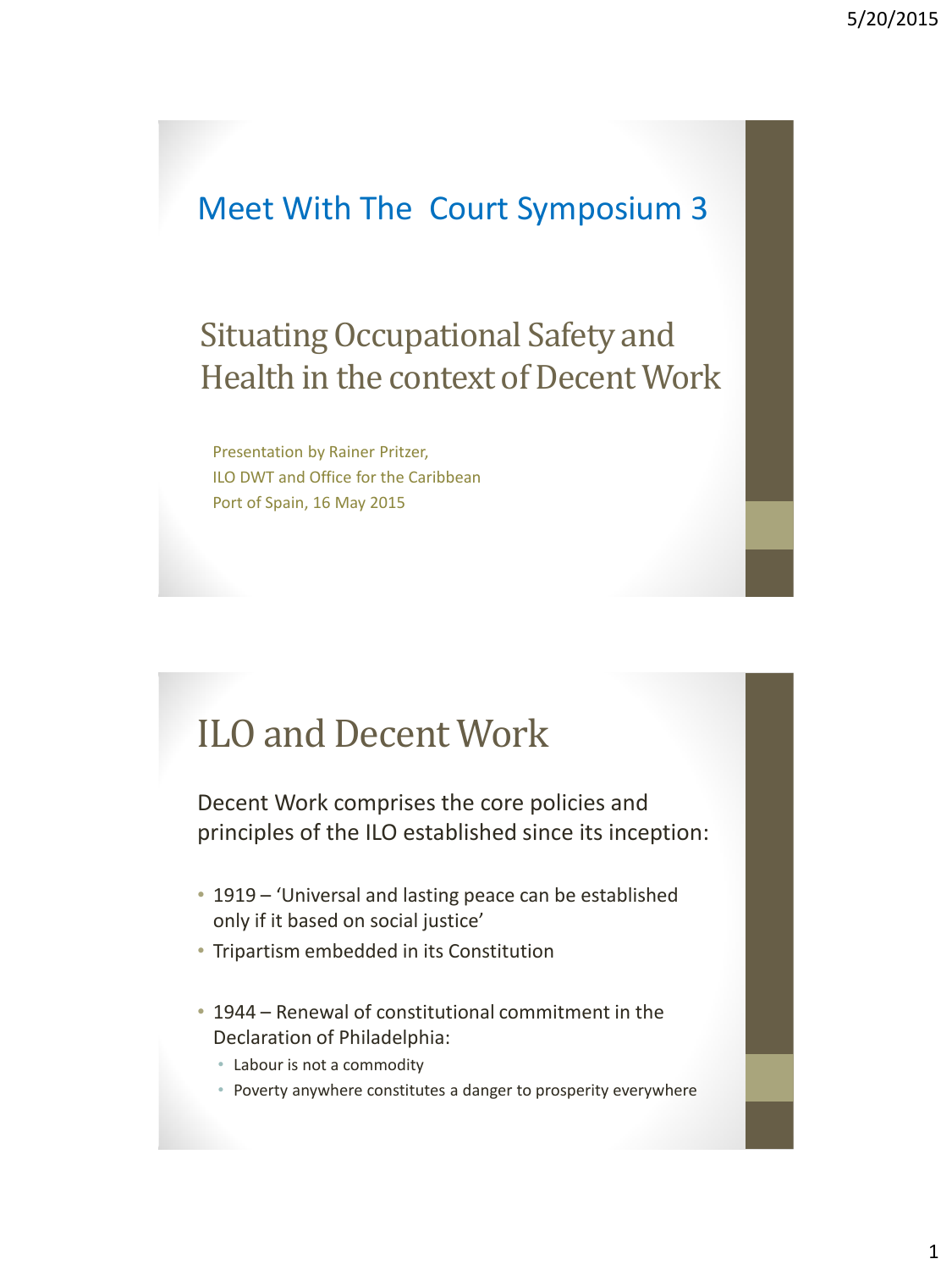# Meet With The Court Symposium 3

## Situating Occupational Safety and Health in the context of Decent Work

Presentation by Rainer Pritzer,
ILO DWT and Office for the Caribbean
Port of Spain, 16 May 2015

# ILO and Decent Work

Decent Work comprises the core policies and principles of the ILO established since its inception:

- 1919 – 'Universal and lasting peace can be established only if it based on social justice'
- Tripartism embedded in its Constitution
- 1944 – Renewal of constitutional commitment in the Declaration of Philadelphia:
  - Labour is not a commodity
  - Poverty anywhere constitutes a danger to prosperity everywhere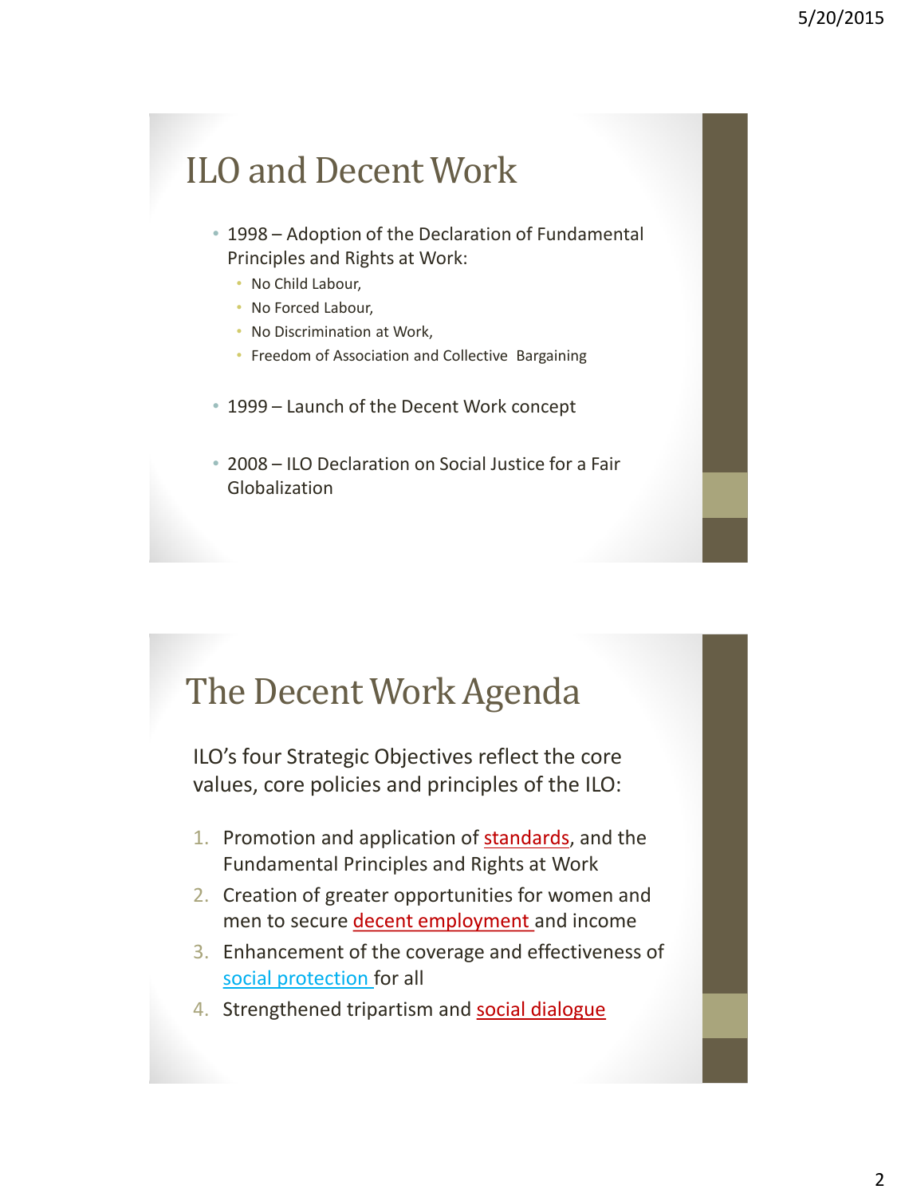## ILO and Decent Work

- 1998 – Adoption of the Declaration of Fundamental Principles and Rights at Work:
  - No Child Labour,
  - No Forced Labour,
  - No Discrimination at Work,
  - Freedom of Association and Collective Bargaining
- 1999 – Launch of the Decent Work concept
- 2008 – ILO Declaration on Social Justice for a Fair Globalization

## The Decent Work Agenda

ILO's four Strategic Objectives reflect the core values, core policies and principles of the ILO:

1. Promotion and application of standards, and the Fundamental Principles and Rights at Work
2. Creation of greater opportunities for women and men to secure decent employment and income
3. Enhancement of the coverage and effectiveness of social protection for all
4. Strengthened tripartism and social dialogue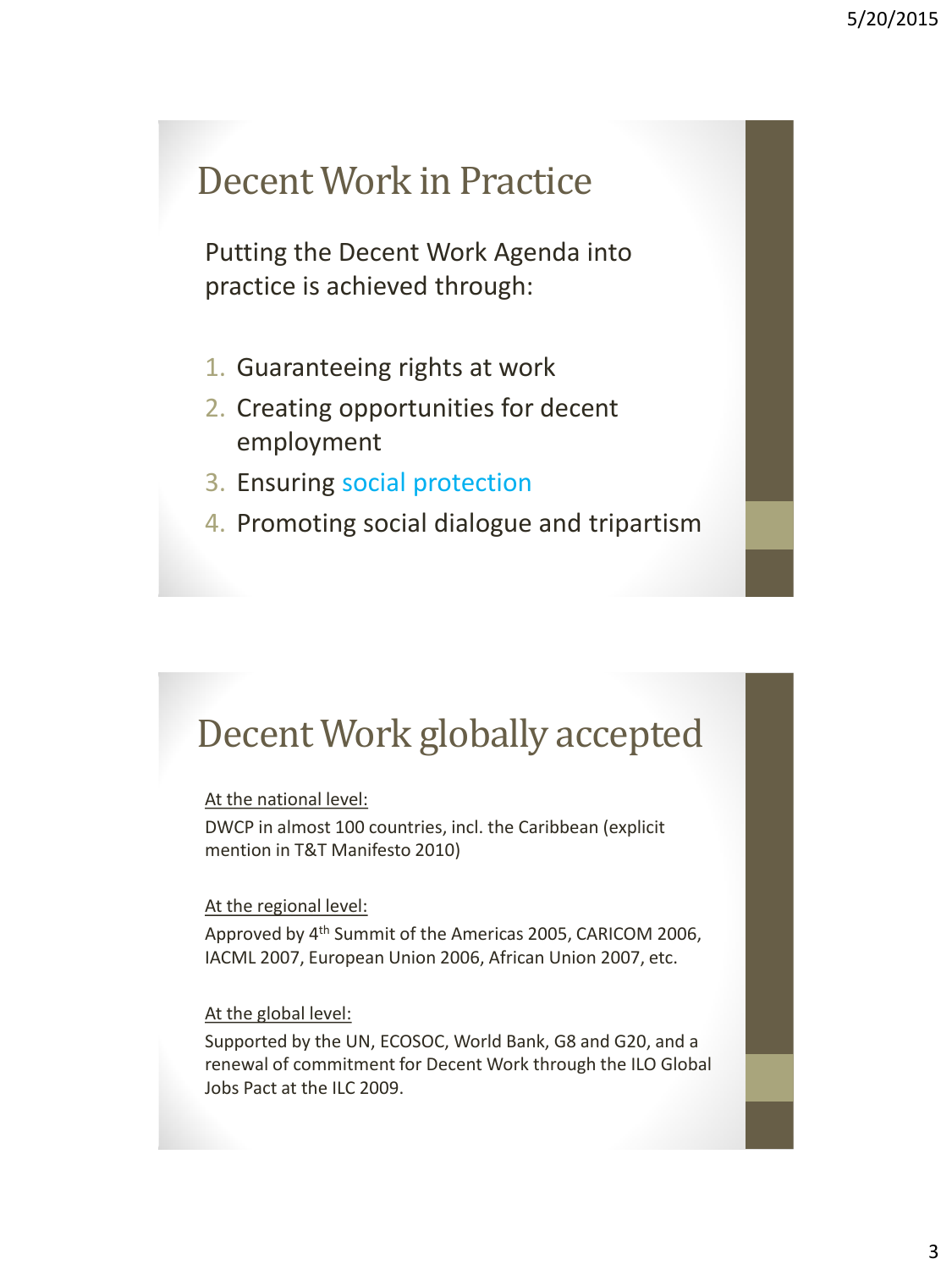## Decent Work in Practice

Putting the Decent Work Agenda into practice is achieved through:

1. Guaranteeing rights at work
2. Creating opportunities for decent employment
3. Ensuring social protection
4. Promoting social dialogue and tripartism

## Decent Work globally accepted

At the national level:

DWCP in almost 100 countries, incl. the Caribbean (explicit mention in T&T Manifesto 2010)

At the regional level:

Approved by 4th Summit of the Americas 2005, CARICOM 2006, IACML 2007, European Union 2006, African Union 2007, etc.

At the global level:

Supported by the UN, ECOSOC, World Bank, G8 and G20, and a renewal of commitment for Decent Work through the ILO Global Jobs Pact at the ILC 2009.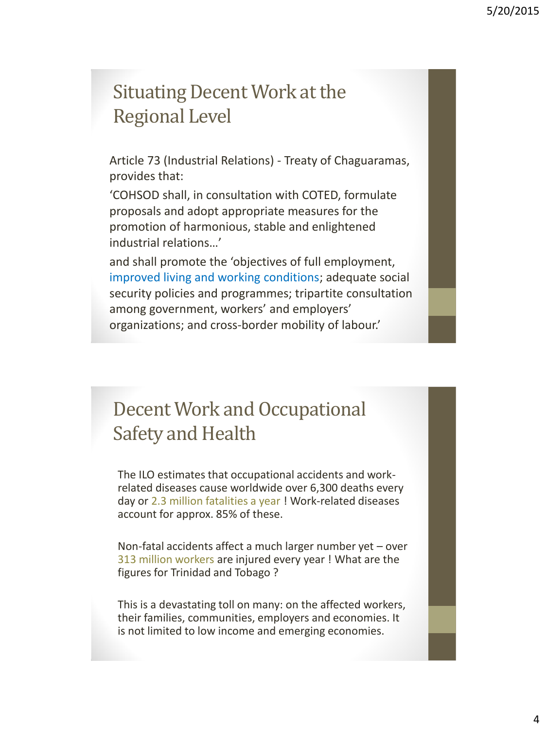## Situating Decent Work at the Regional Level

Article 73 (Industrial Relations) - Treaty of Chaguaramas, provides that:

'COHSOD shall, in consultation with COTED, formulate proposals and adopt appropriate measures for the promotion of harmonious, stable and enlightened industrial relations…'

and shall promote the 'objectives of full employment, improved living and working conditions; adequate social security policies and programmes; tripartite consultation among government, workers' and employers' organizations; and cross-border mobility of labour.'

## Decent Work and Occupational Safety and Health

The ILO estimates that occupational accidents and work-related diseases cause worldwide over 6,300 deaths every day or 2.3 million fatalities a year ! Work-related diseases account for approx. 85% of these.

Non-fatal accidents affect a much larger number yet – over 313 million workers are injured every year ! What are the figures for Trinidad and Tobago ?

This is a devastating toll on many: on the affected workers, their families, communities, employers and economies. It is not limited to low income and emerging economies.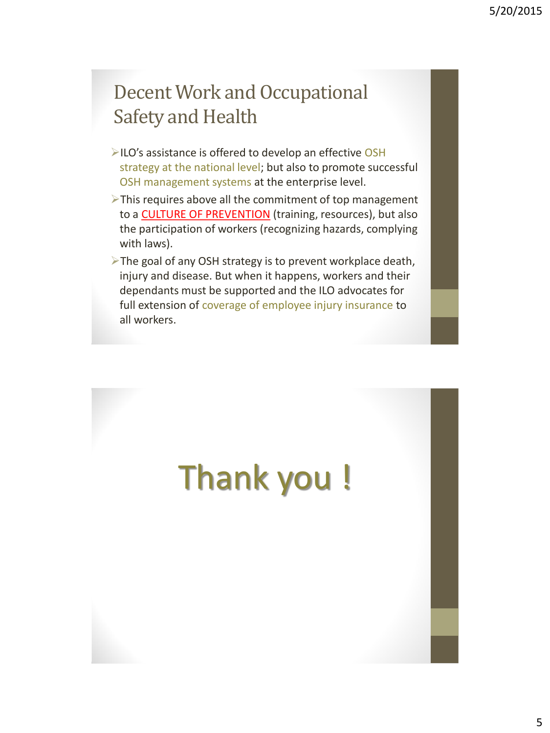## Decent Work and Occupational Safety and Health

- ILO's assistance is offered to develop an effective OSH strategy at the national level; but also to promote successful OSH management systems at the enterprise level.
- This requires above all the commitment of top management to a CULTURE OF PREVENTION (training, resources), but also the participation of workers (recognizing hazards, complying with laws).
- The goal of any OSH strategy is to prevent workplace death, injury and disease. But when it happens, workers and their dependants must be supported and the ILO advocates for full extension of coverage of employee injury insurance to all workers.

# Thank you !